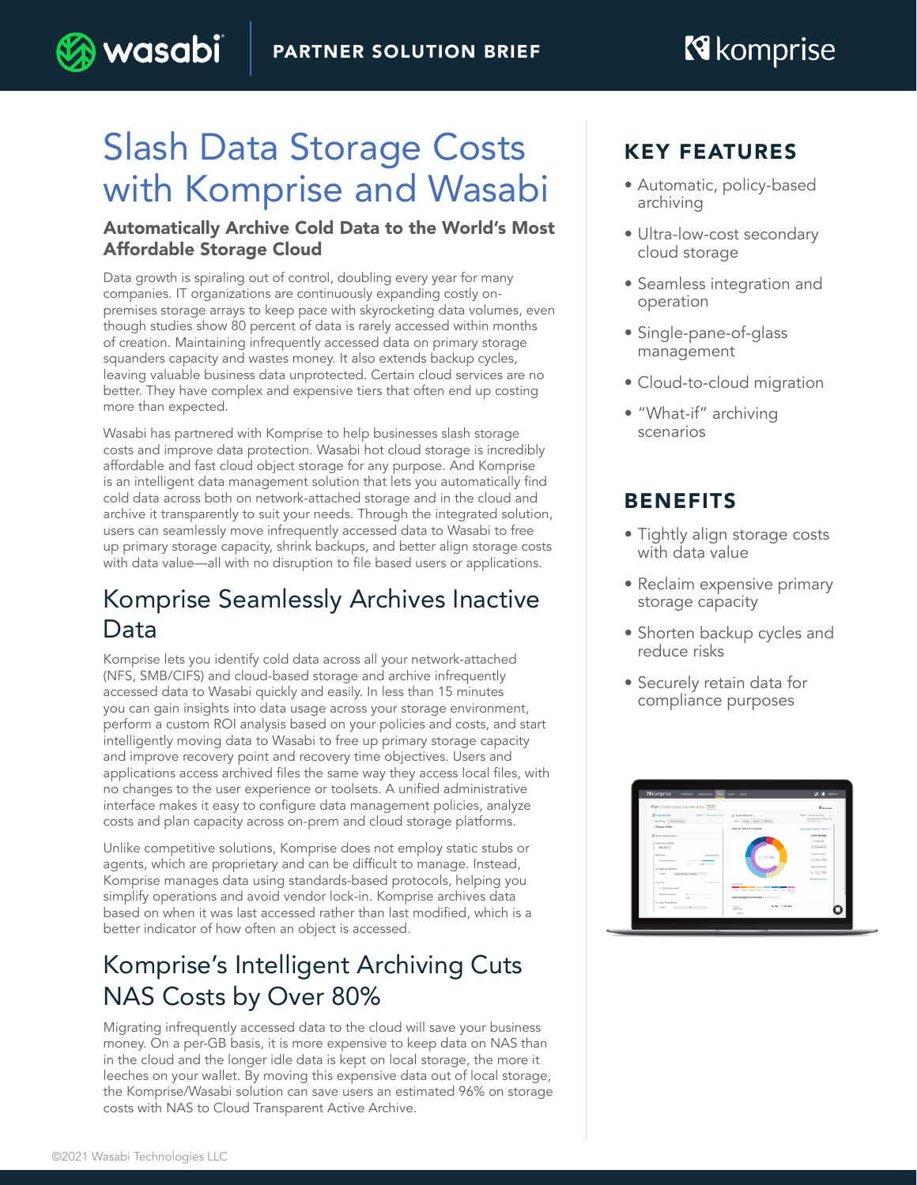wasabi | PARTNER SOLUTION BRIEF | komprise

# Slash Data Storage Costs with Komprise and Wasabi

### Automatically Archive Cold Data to the World's Most Affordable Storage Cloud

Data growth is spiraling out of control, doubling every year for many companies. IT organizations are continuously expanding costly on-premises storage arrays to keep pace with skyrocketing data volumes, even though studies show 80 percent of data is rarely accessed within months of creation. Maintaining infrequently accessed data on primary storage squanders capacity and wastes money. It also extends backup cycles, leaving valuable business data unprotected. Certain cloud services are no better. They have complex and expensive tiers that often end up costing more than expected.

Wasabi has partnered with Komprise to help businesses slash storage costs and improve data protection. Wasabi hot cloud storage is incredibly affordable and fast cloud object storage for any purpose. And Komprise is an intelligent data management solution that lets you automatically find cold data across both on network-attached storage and in the cloud and archive it transparently to suit your needs. Through the integrated solution, users can seamlessly move infrequently accessed data to Wasabi to free up primary storage capacity, shrink backups, and better align storage costs with data value—all with no disruption to file based users or applications.

## Komprise Seamlessly Archives Inactive Data

Komprise lets you identify cold data across all your network-attached (NFS, SMB/CIFS) and cloud-based storage and archive infrequently accessed data to Wasabi quickly and easily. In less than 15 minutes you can gain insights into data usage across your storage environment, perform a custom ROI analysis based on your policies and costs, and start intelligently moving data to Wasabi to free up primary storage capacity and improve recovery point and recovery time objectives. Users and applications access archived files the same way they access local files, with no changes to the user experience or toolsets. A unified administrative interface makes it easy to configure data management policies, analyze costs and plan capacity across on-prem and cloud storage platforms.

Unlike competitive solutions, Komprise does not employ static stubs or agents, which are proprietary and can be difficult to manage. Instead, Komprise manages data using standards-based protocols, helping you simplify operations and avoid vendor lock-in. Komprise archives data based on when it was last accessed rather than last modified, which is a better indicator of how often an object is accessed.

## Komprise's Intelligent Archiving Cuts NAS Costs by Over 80%

Migrating infrequently accessed data to the cloud will save your business money. On a per-GB basis, it is more expensive to keep data on NAS than in the cloud and the longer idle data is kept on local storage, the more it leeches on your wallet. By moving this expensive data out of local storage, the Komprise/Wasabi solution can save users an estimated 96% on storage costs with NAS to Cloud Transparent Active Archive.

## KEY FEATURES

- Automatic, policy-based archiving
- Ultra-low-cost secondary cloud storage
- Seamless integration and operation
- Single-pane-of-glass management
- Cloud-to-cloud migration
- "What-if" archiving scenarios

## BENEFITS

- Tightly align storage costs with data value
- Reclaim expensive primary storage capacity
- Shorten backup cycles and reduce risks
- Securely retain data for compliance purposes

©2021 Wasabi Technologies LLC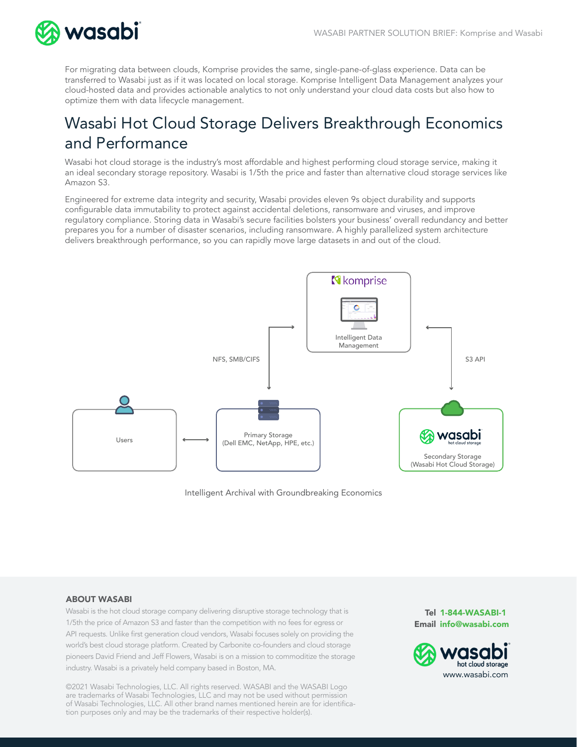For migrating data between clouds, Komprise provides the same, single-pane-of-glass experience. Data can be transferred to Wasabi just as if it was located on local storage. Komprise Intelligent Data Management analyzes your cloud-hosted data and provides actionable analytics to not only understand your cloud data costs but also how to optimize them with data lifecycle management.

## Wasabi Hot Cloud Storage Delivers Breakthrough Economics and Performance

Wasabi hot cloud storage is the industry's most affordable and highest performing cloud storage service, making it an ideal secondary storage repository. Wasabi is 1/5th the price and faster than alternative cloud storage services like Amazon S3.

Engineered for extreme data integrity and security, Wasabi provides eleven 9s object durability and supports configurable data immutability to protect against accidental deletions, ransomware and viruses, and improve regulatory compliance. Storing data in Wasabi's secure facilities bolsters your business' overall redundancy and better prepares you for a number of disaster scenarios, including ransomware. A highly parallelized system architecture delivers breakthrough performance, so you can rapidly move large datasets in and out of the cloud.

komprise

Intelligent Data Management

NFS, SMB/CIFS

S3 API

Users

Primary Storage (Dell EMC, NetApp, HPE, etc.)

wasabi hot cloud storage

Secondary Storage (Wasabi Hot Cloud Storage)

Intelligent Archival with Groundbreaking Economics

### ABOUT WASABI

Wasabi is the hot cloud storage company delivering disruptive storage technology that is 1/5th the price of Amazon S3 and faster than the competition with no fees for egress or API requests. Unlike first generation cloud vendors, Wasabi focuses solely on providing the world's best cloud storage platform. Created by Carbonite co-founders and cloud storage pioneers David Friend and Jeff Flowers, Wasabi is on a mission to commoditize the storage industry. Wasabi is a privately held company based in Boston, MA.

©2021 Wasabi Technologies, LLC. All rights reserved. WASABI and the WASABI Logo are trademarks of Wasabi Technologies, LLC and may not be used without permission of Wasabi Technologies, LLC. All other brand names mentioned herein are for identification purposes only and may be the trademarks of their respective holder(s).

**Tel** **1-844-WASABI-1**
**Email** **info@wasabi.com**

www.wasabi.com